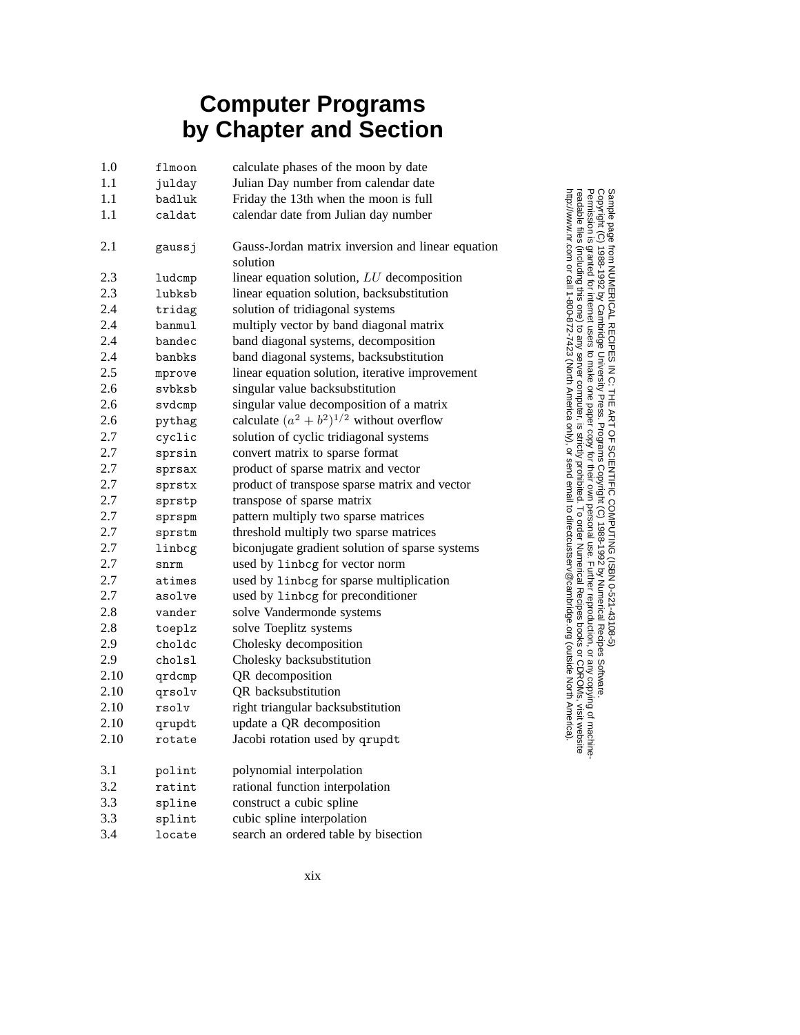# Computer Programs by Chapter and Section

| | | |
|---|---|---|
| 1.0 | `flmoon` | calculate phases of the moon by date |
| 1.1 | `julday` | Julian Day number from calendar date |
| 1.1 | `badluk` | Friday the 13th when the moon is full |
| 1.1 | `caldat` | calendar date from Julian day number |
| 2.1 | `gaussj` | Gauss-Jordan matrix inversion and linear equation solution |
| 2.3 | `ludcmp` | linear equation solution, $LU$ decomposition |
| 2.3 | `lubksb` | linear equation solution, backsubstitution |
| 2.4 | `tridag` | solution of tridiagonal systems |
| 2.4 | `banmul` | multiply vector by band diagonal matrix |
| 2.4 | `bandec` | band diagonal systems, decomposition |
| 2.4 | `banbks` | band diagonal systems, backsubstitution |
| 2.5 | `mprove` | linear equation solution, iterative improvement |
| 2.6 | `svbksb` | singular value backsubstitution |
| 2.6 | `svdcmp` | singular value decomposition of a matrix |
| 2.6 | `pythag` | calculate $(a^2 + b^2)^{1/2}$ without overflow |
| 2.7 | `cyclic` | solution of cyclic tridiagonal systems |
| 2.7 | `sprsin` | convert matrix to sparse format |
| 2.7 | `sprsax` | product of sparse matrix and vector |
| 2.7 | `sprstx` | product of transpose sparse matrix and vector |
| 2.7 | `sprstp` | transpose of sparse matrix |
| 2.7 | `sprspm` | pattern multiply two sparse matrices |
| 2.7 | `sprstm` | threshold multiply two sparse matrices |
| 2.7 | `linbcg` | biconjugate gradient solution of sparse systems |
| 2.7 | `snrm` | used by `linbcg` for vector norm |
| 2.7 | `atimes` | used by `linbcg` for sparse multiplication |
| 2.7 | `asolve` | used by `linbcg` for preconditioner |
| 2.8 | `vander` | solve Vandermonde systems |
| 2.8 | `toeplz` | solve Toeplitz systems |
| 2.9 | `choldc` | Cholesky decomposition |
| 2.9 | `cholsl` | Cholesky backsubstitution |
| 2.10 | `qrdcmp` | QR decomposition |
| 2.10 | `qrsolv` | QR backsubstitution |
| 2.10 | `rsolv` | right triangular backsubstitution |
| 2.10 | `qrupdt` | update a QR decomposition |
| 2.10 | `rotate` | Jacobi rotation used by `qrupdt` |
| 3.1 | `polint` | polynomial interpolation |
| 3.2 | `ratint` | rational function interpolation |
| 3.3 | `spline` | construct a cubic spline |
| 3.3 | `splint` | cubic spline interpolation |
| 3.4 | `locate` | search an ordered table by bisection |

Sample page from NUMERICAL RECIPES IN C: THE ART OF SCIENTIFIC COMPUTING (ISBN 0-521-43108-5)
Copyright (C) 1988-1992 by Cambridge University Press. Programs Copyright (C) 1988-1992 by Numerical Recipes Software.
Permission is granted for internet users to make one paper copy for their own personal use. Further reproduction, or any copying of machine-readable files (including this one) to any server computer, is strictly prohibited. To order Numerical Recipes books or CDROMs, visit website http://www.nr.com or call 1-800-872-7423 (North America only), or send email to directcustserv@cambridge.org (outside North America).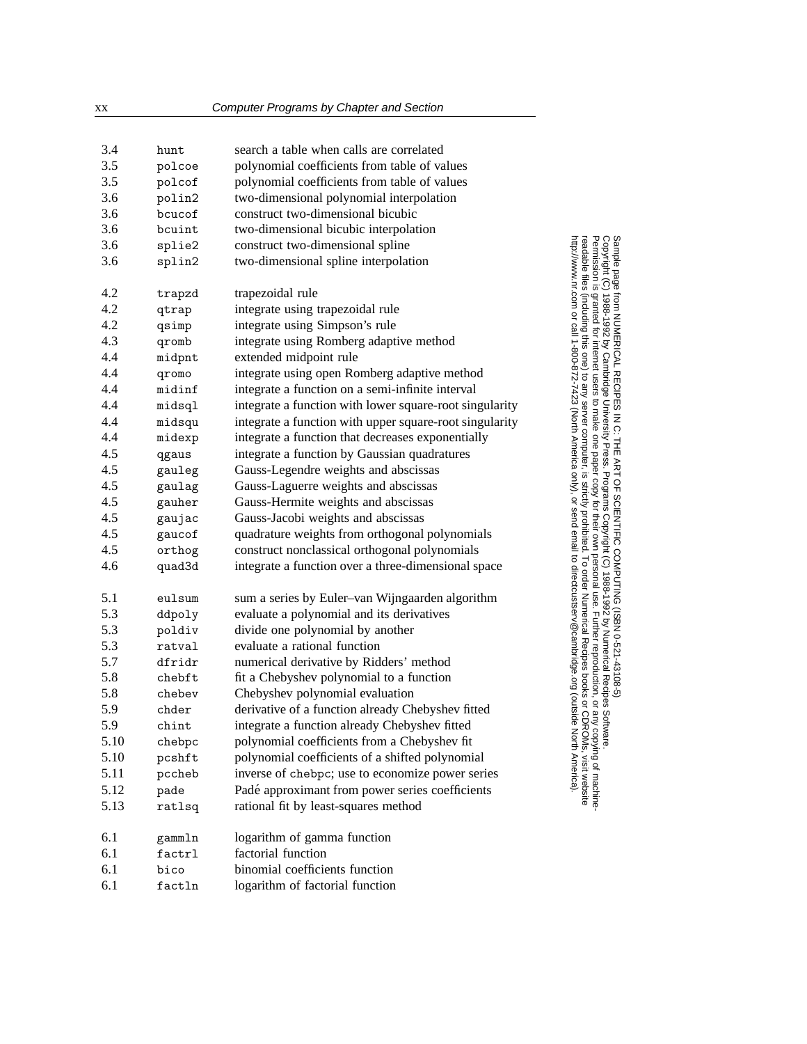| | | |
|---|---|---|
| 3.4 | hunt | search a table when calls are correlated |
| 3.5 | polcoe | polynomial coefficients from table of values |
| 3.5 | polcof | polynomial coefficients from table of values |
| 3.6 | polin2 | two-dimensional polynomial interpolation |
| 3.6 | bcucof | construct two-dimensional bicubic |
| 3.6 | bcuint | two-dimensional bicubic interpolation |
| 3.6 | splie2 | construct two-dimensional spline |
| 3.6 | splin2 | two-dimensional spline interpolation |
| | | |
| 4.2 | trapzd | trapezoidal rule |
| 4.2 | qtrap | integrate using trapezoidal rule |
| 4.2 | qsimp | integrate using Simpson's rule |
| 4.3 | qromb | integrate using Romberg adaptive method |
| 4.4 | midpnt | extended midpoint rule |
| 4.4 | qromo | integrate using open Romberg adaptive method |
| 4.4 | midinf | integrate a function on a semi-infinite interval |
| 4.4 | midsql | integrate a function with lower square-root singularity |
| 4.4 | midsqu | integrate a function with upper square-root singularity |
| 4.4 | midexp | integrate a function that decreases exponentially |
| 4.5 | qgaus | integrate a function by Gaussian quadratures |
| 4.5 | gauleg | Gauss-Legendre weights and abscissas |
| 4.5 | gaulag | Gauss-Laguerre weights and abscissas |
| 4.5 | gauher | Gauss-Hermite weights and abscissas |
| 4.5 | gaujac | Gauss-Jacobi weights and abscissas |
| 4.5 | gaucof | quadrature weights from orthogonal polynomials |
| 4.5 | orthog | construct nonclassical orthogonal polynomials |
| 4.6 | quad3d | integrate a function over a three-dimensional space |
| | | |
| 5.1 | eulsum | sum a series by Euler–van Wijngaarden algorithm |
| 5.3 | ddpoly | evaluate a polynomial and its derivatives |
| 5.3 | poldiv | divide one polynomial by another |
| 5.3 | ratval | evaluate a rational function |
| 5.7 | dfridr | numerical derivative by Ridders' method |
| 5.8 | chebft | fit a Chebyshev polynomial to a function |
| 5.8 | chebev | Chebyshev polynomial evaluation |
| 5.9 | chder | derivative of a function already Chebyshev fitted |
| 5.9 | chint | integrate a function already Chebyshev fitted |
| 5.10 | chebpc | polynomial coefficients from a Chebyshev fit |
| 5.10 | pcshft | polynomial coefficients of a shifted polynomial |
| 5.11 | pccheb | inverse of chebpc; use to economize power series |
| 5.12 | pade | Padé approximant from power series coefficients |
| 5.13 | ratlsq | rational fit by least-squares method |
| | | |
| 6.1 | gammln | logarithm of gamma function |
| 6.1 | factrl | factorial function |
| 6.1 | bico | binomial coefficients function |
| 6.1 | factln | logarithm of factorial function |

Sample page from NUMERICAL RECIPES IN C: THE ART OF SCIENTIFIC COMPUTING (ISBN 0-521-43108-5)
Copyright (C) 1988-1992 by Cambridge University Press. Programs Copyright (C) 1988-1992 by Numerical Recipes Software.
Permission is granted for internet users to make one paper copy for their own personal use. Further reproduction, or any copying of machine-readable files (including this one) to any server computer, is strictly prohibited. To order Numerical Recipes books or CDROMs, visit website http://www.nr.com or call 1-800-872-7423 (North America only), or send email to directcustserv@cambridge.org (outside North America).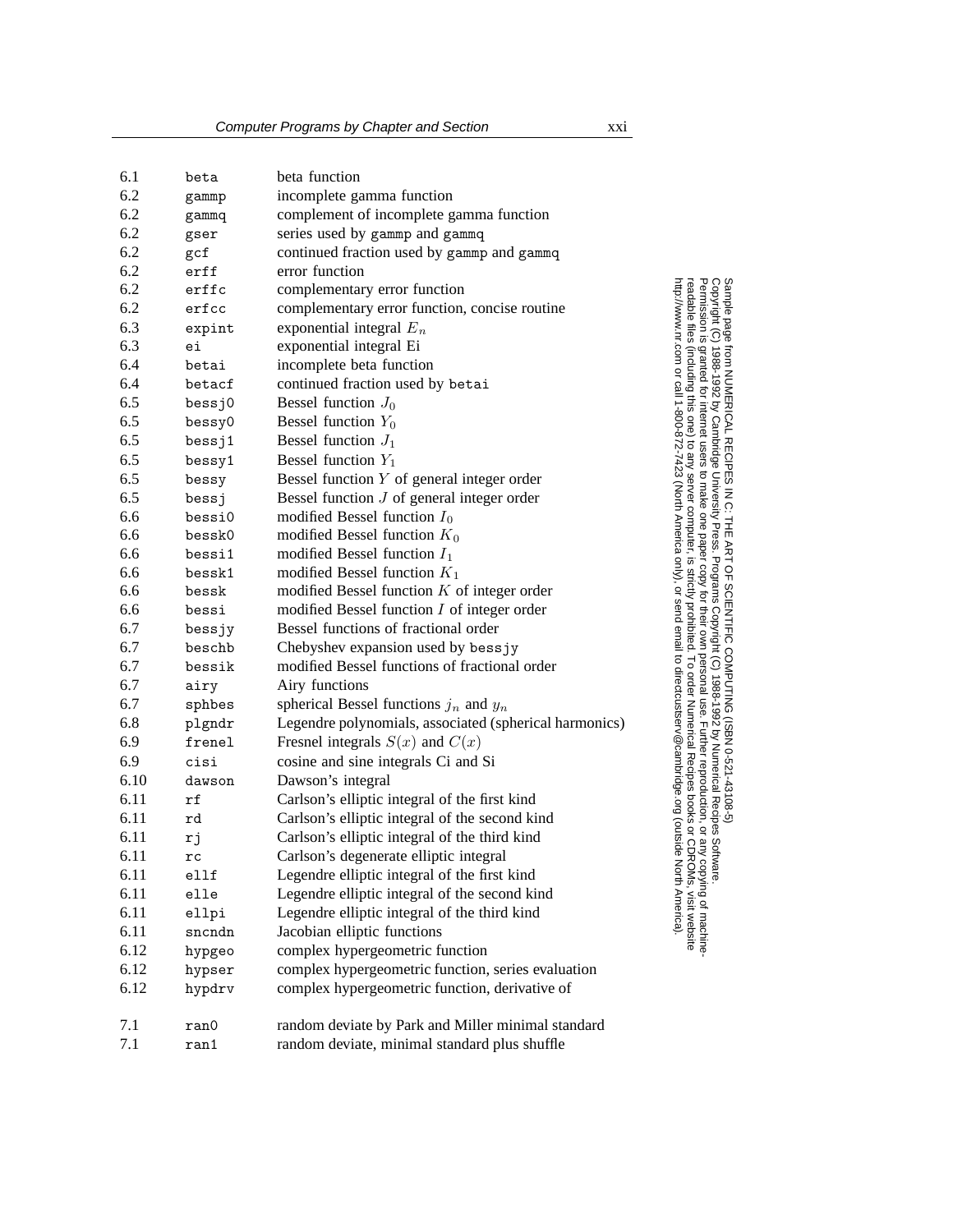| | | |
|---|---|---|
| 6.1 | beta | beta function |
| 6.2 | gammp | incomplete gamma function |
| 6.2 | gammq | complement of incomplete gamma function |
| 6.2 | gser | series used by gammp and gammq |
| 6.2 | gcf | continued fraction used by gammp and gammq |
| 6.2 | erff | error function |
| 6.2 | erffc | complementary error function |
| 6.2 | erfcc | complementary error function, concise routine |
| 6.3 | expint | exponential integral $E_n$ |
| 6.3 | ei | exponential integral Ei |
| 6.4 | betai | incomplete beta function |
| 6.4 | betacf | continued fraction used by betai |
| 6.5 | bessj0 | Bessel function $J_0$ |
| 6.5 | bessy0 | Bessel function $Y_0$ |
| 6.5 | bessj1 | Bessel function $J_1$ |
| 6.5 | bessy1 | Bessel function $Y_1$ |
| 6.5 | bessy | Bessel function $Y$ of general integer order |
| 6.5 | bessj | Bessel function $J$ of general integer order |
| 6.6 | bessi0 | modified Bessel function $I_0$ |
| 6.6 | bessk0 | modified Bessel function $K_0$ |
| 6.6 | bessi1 | modified Bessel function $I_1$ |
| 6.6 | bessk1 | modified Bessel function $K_1$ |
| 6.6 | bessk | modified Bessel function $K$ of integer order |
| 6.6 | bessi | modified Bessel function $I$ of integer order |
| 6.7 | bessjy | Bessel functions of fractional order |
| 6.7 | beschb | Chebyshev expansion used by bessjy |
| 6.7 | bessik | modified Bessel functions of fractional order |
| 6.7 | airy | Airy functions |
| 6.7 | sphbes | spherical Bessel functions $j_n$ and $y_n$ |
| 6.8 | plgndr | Legendre polynomials, associated (spherical harmonics) |
| 6.9 | frenel | Fresnel integrals $S(x)$ and $C(x)$ |
| 6.9 | cisi | cosine and sine integrals Ci and Si |
| 6.10 | dawson | Dawson's integral |
| 6.11 | rf | Carlson's elliptic integral of the first kind |
| 6.11 | rd | Carlson's elliptic integral of the second kind |
| 6.11 | rj | Carlson's elliptic integral of the third kind |
| 6.11 | rc | Carlson's degenerate elliptic integral |
| 6.11 | ellf | Legendre elliptic integral of the first kind |
| 6.11 | elle | Legendre elliptic integral of the second kind |
| 6.11 | ellpi | Legendre elliptic integral of the third kind |
| 6.11 | sncndn | Jacobian elliptic functions |
| 6.12 | hypgeo | complex hypergeometric function |
| 6.12 | hypser | complex hypergeometric function, series evaluation |
| 6.12 | hypdrv | complex hypergeometric function, derivative of |
| 7.1 | ran0 | random deviate by Park and Miller minimal standard |
| 7.1 | ran1 | random deviate, minimal standard plus shuffle |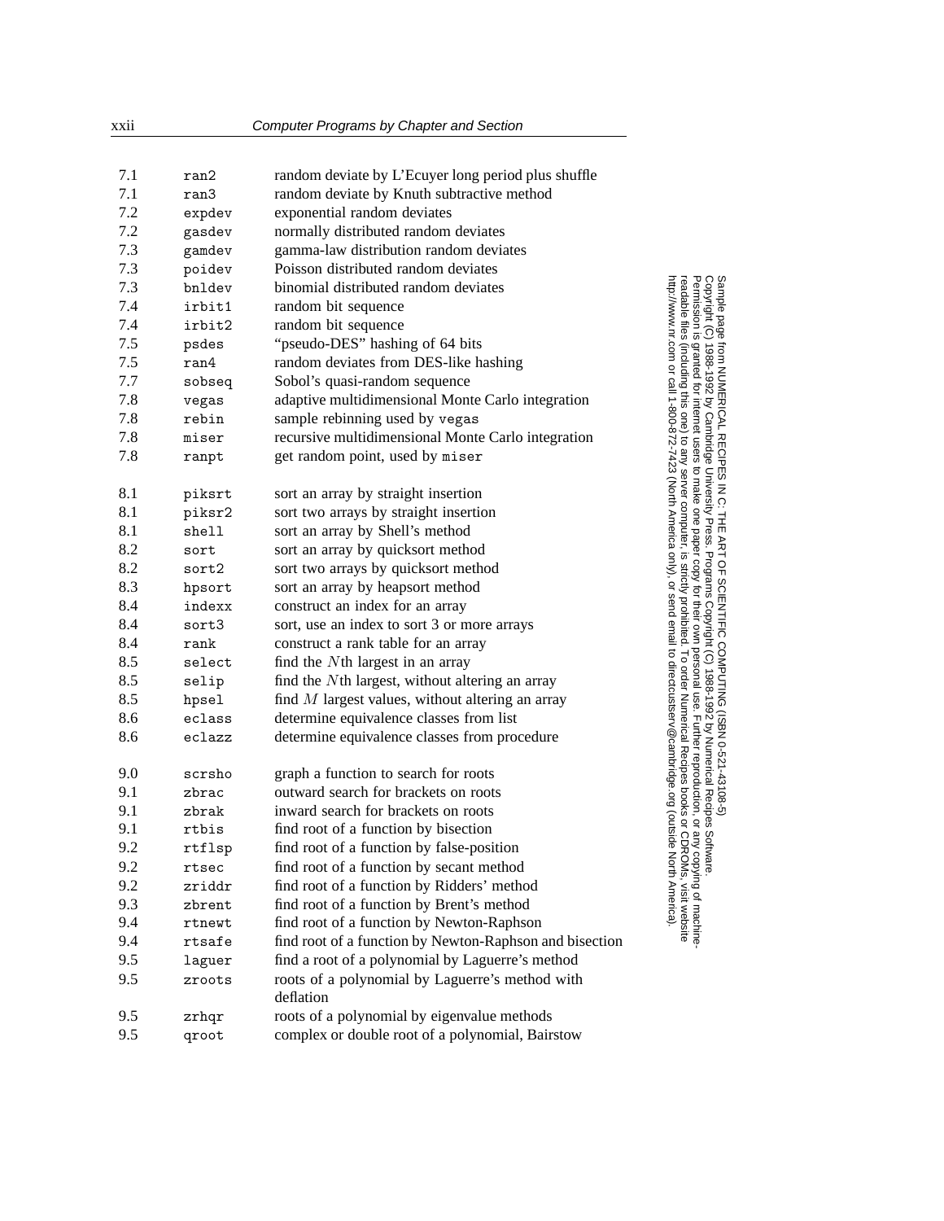| | | |
|---|---|---|
| 7.1 | ran2 | random deviate by L'Ecuyer long period plus shuffle |
| 7.1 | ran3 | random deviate by Knuth subtractive method |
| 7.2 | expdev | exponential random deviates |
| 7.2 | gasdev | normally distributed random deviates |
| 7.3 | gamdev | gamma-law distribution random deviates |
| 7.3 | poidev | Poisson distributed random deviates |
| 7.3 | bnldev | binomial distributed random deviates |
| 7.4 | irbit1 | random bit sequence |
| 7.4 | irbit2 | random bit sequence |
| 7.5 | psdes | "pseudo-DES" hashing of 64 bits |
| 7.5 | ran4 | random deviates from DES-like hashing |
| 7.7 | sobseq | Sobol's quasi-random sequence |
| 7.8 | vegas | adaptive multidimensional Monte Carlo integration |
| 7.8 | rebin | sample rebinning used by vegas |
| 7.8 | miser | recursive multidimensional Monte Carlo integration |
| 7.8 | ranpt | get random point, used by miser |
| | | |
| 8.1 | piksrt | sort an array by straight insertion |
| 8.1 | piksr2 | sort two arrays by straight insertion |
| 8.1 | shell | sort an array by Shell's method |
| 8.2 | sort | sort an array by quicksort method |
| 8.2 | sort2 | sort two arrays by quicksort method |
| 8.3 | hpsort | sort an array by heapsort method |
| 8.4 | indexx | construct an index for an array |
| 8.4 | sort3 | sort, use an index to sort 3 or more arrays |
| 8.4 | rank | construct a rank table for an array |
| 8.5 | select | find the $N$th largest in an array |
| 8.5 | selip | find the $N$th largest, without altering an array |
| 8.5 | hpsel | find $M$ largest values, without altering an array |
| 8.6 | eclass | determine equivalence classes from list |
| 8.6 | eclazz | determine equivalence classes from procedure |
| | | |
| 9.0 | scrsho | graph a function to search for roots |
| 9.1 | zbrac | outward search for brackets on roots |
| 9.1 | zbrak | inward search for brackets on roots |
| 9.1 | rtbis | find root of a function by bisection |
| 9.2 | rtflsp | find root of a function by false-position |
| 9.2 | rtsec | find root of a function by secant method |
| 9.2 | zriddr | find root of a function by Ridders' method |
| 9.3 | zbrent | find root of a function by Brent's method |
| 9.4 | rtnewt | find root of a function by Newton-Raphson |
| 9.4 | rtsafe | find root of a function by Newton-Raphson and bisection |
| 9.5 | laguer | find a root of a polynomial by Laguerre's method |
| 9.5 | zroots | roots of a polynomial by Laguerre's method with deflation |
| 9.5 | zrhqr | roots of a polynomial by eigenvalue methods |
| 9.5 | qroot | complex or double root of a polynomial, Bairstow |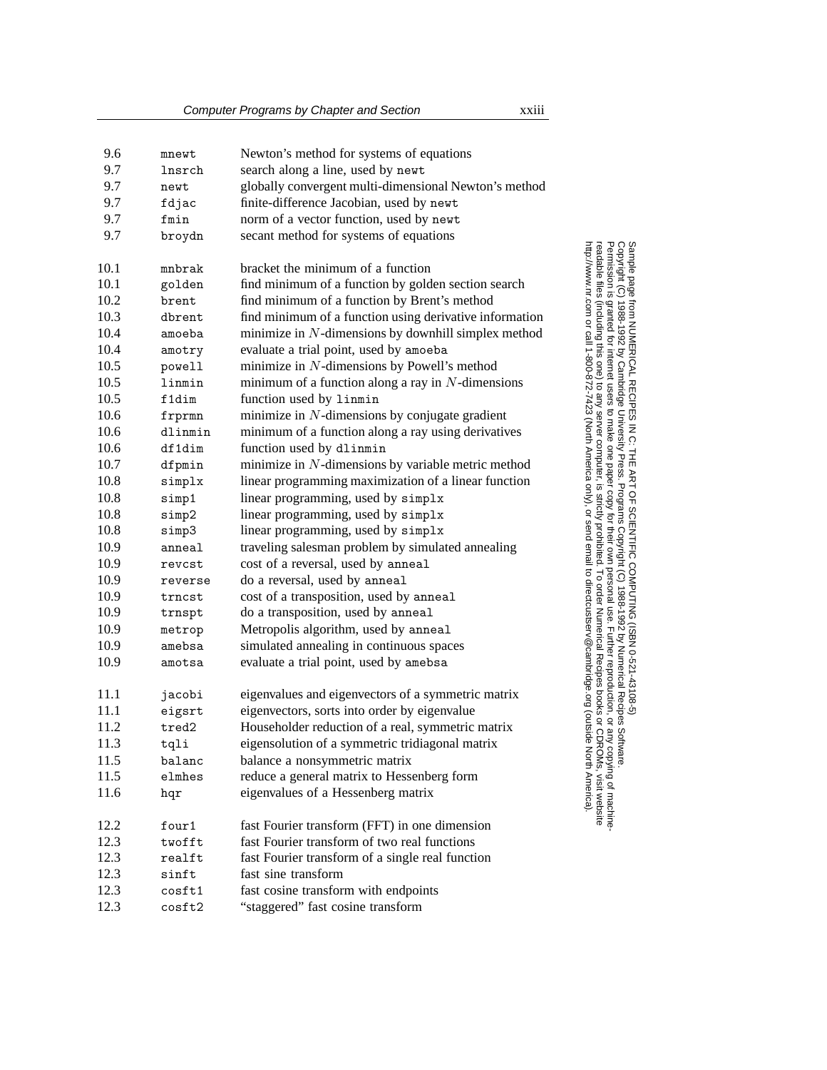| | | |
|---|---|---|
| 9.6 | mnewt | Newton's method for systems of equations |
| 9.7 | lnsrch | search along a line, used by newt |
| 9.7 | newt | globally convergent multi-dimensional Newton's method |
| 9.7 | fdjac | finite-difference Jacobian, used by newt |
| 9.7 | fmin | norm of a vector function, used by newt |
| 9.7 | broydn | secant method for systems of equations |
| 10.1 | mnbrak | bracket the minimum of a function |
| 10.1 | golden | find minimum of a function by golden section search |
| 10.2 | brent | find minimum of a function by Brent's method |
| 10.3 | dbrent | find minimum of a function using derivative information |
| 10.4 | amoeba | minimize in $N$-dimensions by downhill simplex method |
| 10.4 | amotry | evaluate a trial point, used by amoeba |
| 10.5 | powell | minimize in $N$-dimensions by Powell's method |
| 10.5 | linmin | minimum of a function along a ray in $N$-dimensions |
| 10.5 | f1dim | function used by linmin |
| 10.6 | frprmn | minimize in $N$-dimensions by conjugate gradient |
| 10.6 | dlinmin | minimum of a function along a ray using derivatives |
| 10.6 | df1dim | function used by dlinmin |
| 10.7 | dfpmin | minimize in $N$-dimensions by variable metric method |
| 10.8 | simplx | linear programming maximization of a linear function |
| 10.8 | simp1 | linear programming, used by simplx |
| 10.8 | simp2 | linear programming, used by simplx |
| 10.8 | simp3 | linear programming, used by simplx |
| 10.9 | anneal | traveling salesman problem by simulated annealing |
| 10.9 | revcst | cost of a reversal, used by anneal |
| 10.9 | reverse | do a reversal, used by anneal |
| 10.9 | trncst | cost of a transposition, used by anneal |
| 10.9 | trnspt | do a transposition, used by anneal |
| 10.9 | metrop | Metropolis algorithm, used by anneal |
| 10.9 | amebsa | simulated annealing in continuous spaces |
| 10.9 | amotsa | evaluate a trial point, used by amebsa |
| 11.1 | jacobi | eigenvalues and eigenvectors of a symmetric matrix |
| 11.1 | eigsrt | eigenvectors, sorts into order by eigenvalue |
| 11.2 | tred2 | Householder reduction of a real, symmetric matrix |
| 11.3 | tqli | eigensolution of a symmetric tridiagonal matrix |
| 11.5 | balanc | balance a nonsymmetric matrix |
| 11.5 | elmhes | reduce a general matrix to Hessenberg form |
| 11.6 | hqr | eigenvalues of a Hessenberg matrix |
| 12.2 | four1 | fast Fourier transform (FFT) in one dimension |
| 12.3 | twofft | fast Fourier transform of two real functions |
| 12.3 | realft | fast Fourier transform of a single real function |
| 12.3 | sinft | fast sine transform |
| 12.3 | cosft1 | fast cosine transform with endpoints |
| 12.3 | cosft2 | "staggered" fast cosine transform |

Sample page from NUMERICAL RECIPES IN C: THE ART OF SCIENTIFIC COMPUTING (ISBN 0-521-43108-5)
Copyright (C) 1988-1992 by Cambridge University Press. Programs Copyright (C) 1988-1992 by Numerical Recipes Software.
Permission is granted for internet users to make one paper copy for their own personal use. Further reproduction, or any copying of machine-readable files (including this one) to any server computer, is strictly prohibited. To order Numerical Recipes books or CDROMs, visit website http://www.nr.com or call 1-800-872-7423 (North America only), or send email to directcustserv@cambridge.org (outside North America).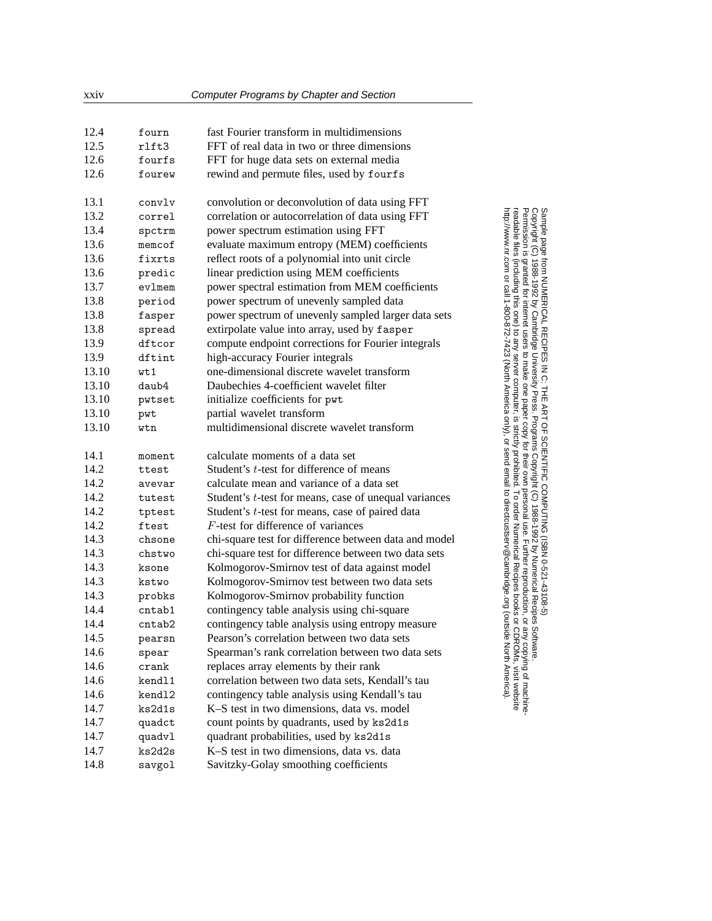| | | |
|---|---|---|
| 12.4 | fourn | fast Fourier transform in multidimensions |
| 12.5 | rlft3 | FFT of real data in two or three dimensions |
| 12.6 | fourfs | FFT for huge data sets on external media |
| 12.6 | fourew | rewind and permute files, used by fourfs |
| | | |
| 13.1 | convlv | convolution or deconvolution of data using FFT |
| 13.2 | correl | correlation or autocorrelation of data using FFT |
| 13.4 | spctrm | power spectrum estimation using FFT |
| 13.6 | memcof | evaluate maximum entropy (MEM) coefficients |
| 13.6 | fixrts | reflect roots of a polynomial into unit circle |
| 13.6 | predic | linear prediction using MEM coefficients |
| 13.7 | evlmem | power spectral estimation from MEM coefficients |
| 13.8 | period | power spectrum of unevenly sampled data |
| 13.8 | fasper | power spectrum of unevenly sampled larger data sets |
| 13.8 | spread | extirpolate value into array, used by fasper |
| 13.9 | dftcor | compute endpoint corrections for Fourier integrals |
| 13.9 | dftint | high-accuracy Fourier integrals |
| 13.10 | wt1 | one-dimensional discrete wavelet transform |
| 13.10 | daub4 | Daubechies 4-coefficient wavelet filter |
| 13.10 | pwtset | initialize coefficients for pwt |
| 13.10 | pwt | partial wavelet transform |
| 13.10 | wtn | multidimensional discrete wavelet transform |
| | | |
| 14.1 | moment | calculate moments of a data set |
| 14.2 | ttest | Student's $t$-test for difference of means |
| 14.2 | avevar | calculate mean and variance of a data set |
| 14.2 | tutest | Student's $t$-test for means, case of unequal variances |
| 14.2 | tptest | Student's $t$-test for means, case of paired data |
| 14.2 | ftest | $F$-test for difference of variances |
| 14.3 | chsone | chi-square test for difference between data and model |
| 14.3 | chstwo | chi-square test for difference between two data sets |
| 14.3 | ksone | Kolmogorov-Smirnov test of data against model |
| 14.3 | kstwo | Kolmogorov-Smirnov test between two data sets |
| 14.3 | probks | Kolmogorov-Smirnov probability function |
| 14.4 | cntab1 | contingency table analysis using chi-square |
| 14.4 | cntab2 | contingency table analysis using entropy measure |
| 14.5 | pearsn | Pearson's correlation between two data sets |
| 14.6 | spear | Spearman's rank correlation between two data sets |
| 14.6 | crank | replaces array elements by their rank |
| 14.6 | kendl1 | correlation between two data sets, Kendall's tau |
| 14.6 | kendl2 | contingency table analysis using Kendall's tau |
| 14.7 | ks2d1s | K–S test in two dimensions, data vs. model |
| 14.7 | quadct | count points by quadrants, used by ks2d1s |
| 14.7 | quadvl | quadrant probabilities, used by ks2d1s |
| 14.7 | ks2d2s | K–S test in two dimensions, data vs. data |
| 14.8 | savgol | Savitzky-Golay smoothing coefficients |

Sample page from NUMERICAL RECIPES IN C: THE ART OF SCIENTIFIC COMPUTING (ISBN 0-521-43108-5)
Copyright (C) 1988-1992 by Cambridge University Press. Programs Copyright (C) 1988-1992 by Numerical Recipes Software.
Permission is granted for internet users to make one paper copy for their own personal use. Further reproduction, or any copying of machine-readable files (including this one) to any server computer, is strictly prohibited. To order Numerical Recipes books or CDROMs, visit website http://www.nr.com or call 1-800-872-7423 (North America only), or send email to directcustserv@cambridge.org (outside North America).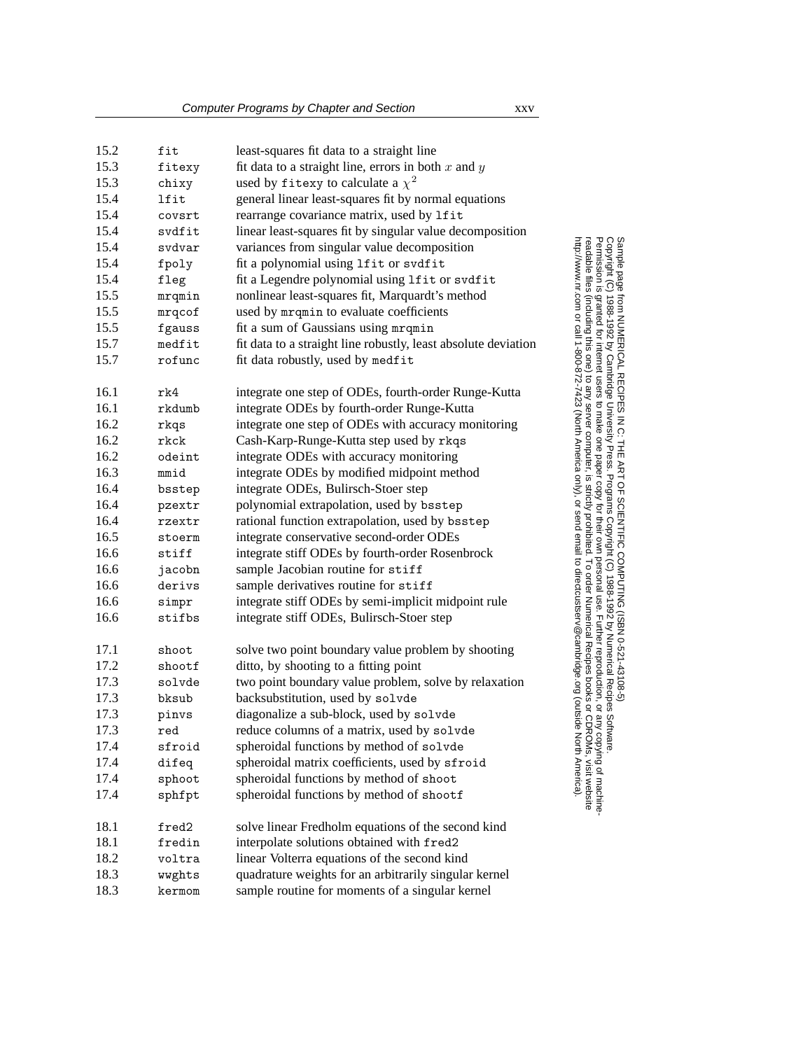| | | |
|---|---|---|
| 15.2 | fit | least-squares fit data to a straight line |
| 15.3 | fitexy | fit data to a straight line, errors in both $x$ and $y$ |
| 15.3 | chixy | used by fitexy to calculate a $\chi^2$ |
| 15.4 | lfit | general linear least-squares fit by normal equations |
| 15.4 | covsrt | rearrange covariance matrix, used by lfit |
| 15.4 | svdfit | linear least-squares fit by singular value decomposition |
| 15.4 | svdvar | variances from singular value decomposition |
| 15.4 | fpoly | fit a polynomial using lfit or svdfit |
| 15.4 | fleg | fit a Legendre polynomial using lfit or svdfit |
| 15.5 | mrqmin | nonlinear least-squares fit, Marquardt's method |
| 15.5 | mrqcof | used by mrqmin to evaluate coefficients |
| 15.5 | fgauss | fit a sum of Gaussians using mrqmin |
| 15.7 | medfit | fit data to a straight line robustly, least absolute deviation |
| 15.7 | rofunc | fit data robustly, used by medfit |
| 16.1 | rk4 | integrate one step of ODEs, fourth-order Runge-Kutta |
| 16.1 | rkdumb | integrate ODEs by fourth-order Runge-Kutta |
| 16.2 | rkqs | integrate one step of ODEs with accuracy monitoring |
| 16.2 | rkck | Cash-Karp-Runge-Kutta step used by rkqs |
| 16.2 | odeint | integrate ODEs with accuracy monitoring |
| 16.3 | mmid | integrate ODEs by modified midpoint method |
| 16.4 | bsstep | integrate ODEs, Bulirsch-Stoer step |
| 16.4 | pzextr | polynomial extrapolation, used by bsstep |
| 16.4 | rzextr | rational function extrapolation, used by bsstep |
| 16.5 | stoerm | integrate conservative second-order ODEs |
| 16.6 | stiff | integrate stiff ODEs by fourth-order Rosenbrock |
| 16.6 | jacobn | sample Jacobian routine for stiff |
| 16.6 | derivs | sample derivatives routine for stiff |
| 16.6 | simpr | integrate stiff ODEs by semi-implicit midpoint rule |
| 16.6 | stifbs | integrate stiff ODEs, Bulirsch-Stoer step |
| 17.1 | shoot | solve two point boundary value problem by shooting |
| 17.2 | shootf | ditto, by shooting to a fitting point |
| 17.3 | solvde | two point boundary value problem, solve by relaxation |
| 17.3 | bksub | backsubstitution, used by solvde |
| 17.3 | pinvs | diagonalize a sub-block, used by solvde |
| 17.3 | red | reduce columns of a matrix, used by solvde |
| 17.4 | sfroid | spheroidal functions by method of solvde |
| 17.4 | difeq | spheroidal matrix coefficients, used by sfroid |
| 17.4 | sphoot | spheroidal functions by method of shoot |
| 17.4 | sphfpt | spheroidal functions by method of shootf |
| 18.1 | fred2 | solve linear Fredholm equations of the second kind |
| 18.1 | fredin | interpolate solutions obtained with fred2 |
| 18.2 | voltra | linear Volterra equations of the second kind |
| 18.3 | wwghts | quadrature weights for an arbitrarily singular kernel |
| 18.3 | kermom | sample routine for moments of a singular kernel |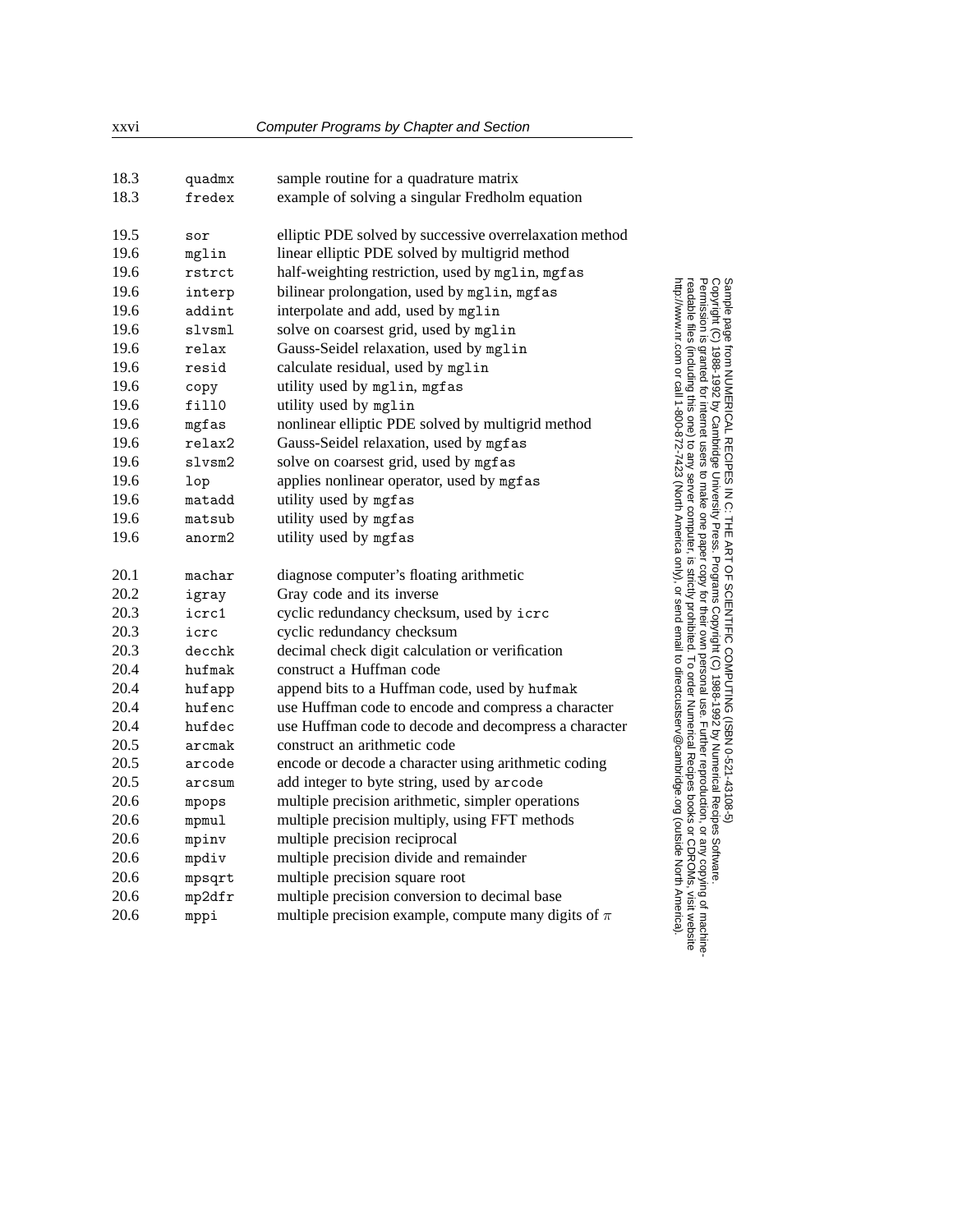| | | |
|---|---|---|
| 18.3 | quadmx | sample routine for a quadrature matrix |
| 18.3 | fredex | example of solving a singular Fredholm equation |
| | | |
| 19.5 | sor | elliptic PDE solved by successive overrelaxation method |
| 19.6 | mglin | linear elliptic PDE solved by multigrid method |
| 19.6 | rstrct | half-weighting restriction, used by mglin, mgfas |
| 19.6 | interp | bilinear prolongation, used by mglin, mgfas |
| 19.6 | addint | interpolate and add, used by mglin |
| 19.6 | slvsml | solve on coarsest grid, used by mglin |
| 19.6 | relax | Gauss-Seidel relaxation, used by mglin |
| 19.6 | resid | calculate residual, used by mglin |
| 19.6 | copy | utility used by mglin, mgfas |
| 19.6 | fill0 | utility used by mglin |
| 19.6 | mgfas | nonlinear elliptic PDE solved by multigrid method |
| 19.6 | relax2 | Gauss-Seidel relaxation, used by mgfas |
| 19.6 | slvsm2 | solve on coarsest grid, used by mgfas |
| 19.6 | lop | applies nonlinear operator, used by mgfas |
| 19.6 | matadd | utility used by mgfas |
| 19.6 | matsub | utility used by mgfas |
| 19.6 | anorm2 | utility used by mgfas |
| | | |
| 20.1 | machar | diagnose computer's floating arithmetic |
| 20.2 | igray | Gray code and its inverse |
| 20.3 | icrc1 | cyclic redundancy checksum, used by icrc |
| 20.3 | icrc | cyclic redundancy checksum |
| 20.3 | decchk | decimal check digit calculation or verification |
| 20.4 | hufmak | construct a Huffman code |
| 20.4 | hufapp | append bits to a Huffman code, used by hufmak |
| 20.4 | hufenc | use Huffman code to encode and compress a character |
| 20.4 | hufdec | use Huffman code to decode and decompress a character |
| 20.5 | arcmak | construct an arithmetic code |
| 20.5 | arcode | encode or decode a character using arithmetic coding |
| 20.5 | arcsum | add integer to byte string, used by arcode |
| 20.6 | mpops | multiple precision arithmetic, simpler operations |
| 20.6 | mpmul | multiple precision multiply, using FFT methods |
| 20.6 | mpinv | multiple precision reciprocal |
| 20.6 | mpdiv | multiple precision divide and remainder |
| 20.6 | mpsqrt | multiple precision square root |
| 20.6 | mp2dfr | multiple precision conversion to decimal base |
| 20.6 | mppi | multiple precision example, compute many digits of $\pi$ |

Sample page from NUMERICAL RECIPES IN C: THE ART OF SCIENTIFIC COMPUTING (ISBN 0-521-43108-5)
Copyright (C) 1988-1992 by Cambridge University Press. Programs Copyright (C) 1988-1992 by Numerical Recipes Software.
Permission is granted for internet users to make one paper copy for their own personal use. Further reproduction, or any copying of machine-readable files (including this one) to any server computer, is strictly prohibited. To order Numerical Recipes books or CDROMs, visit website http://www.nr.com or call 1-800-872-7423 (North America only), or send email to directcustserv@cambridge.org (outside North America).